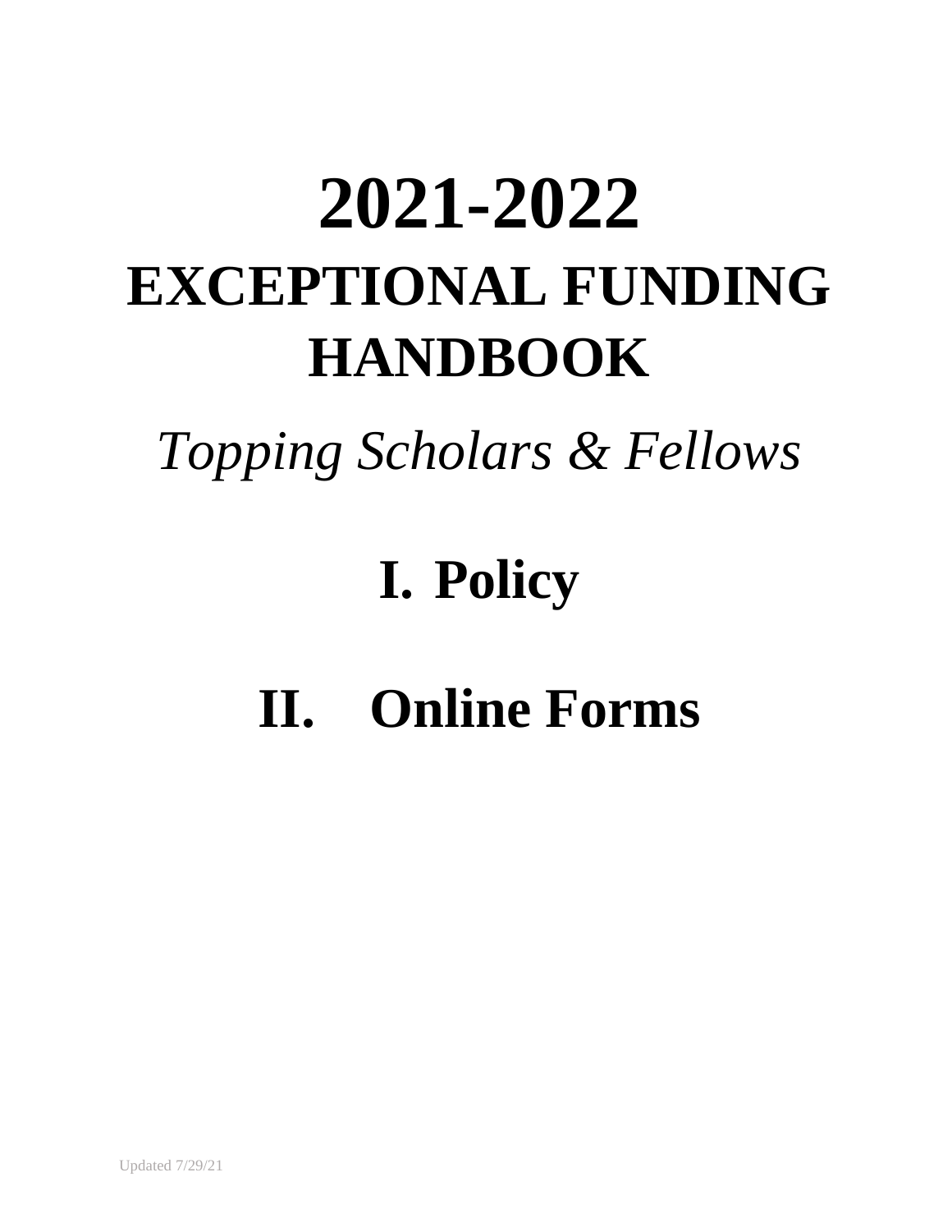# 2021-2022
# EXCEPTIONAL FUNDING HANDBOOK

*Topping Scholars & Fellows*

## I. Policy

## II. Online Forms

Updated 7/29/21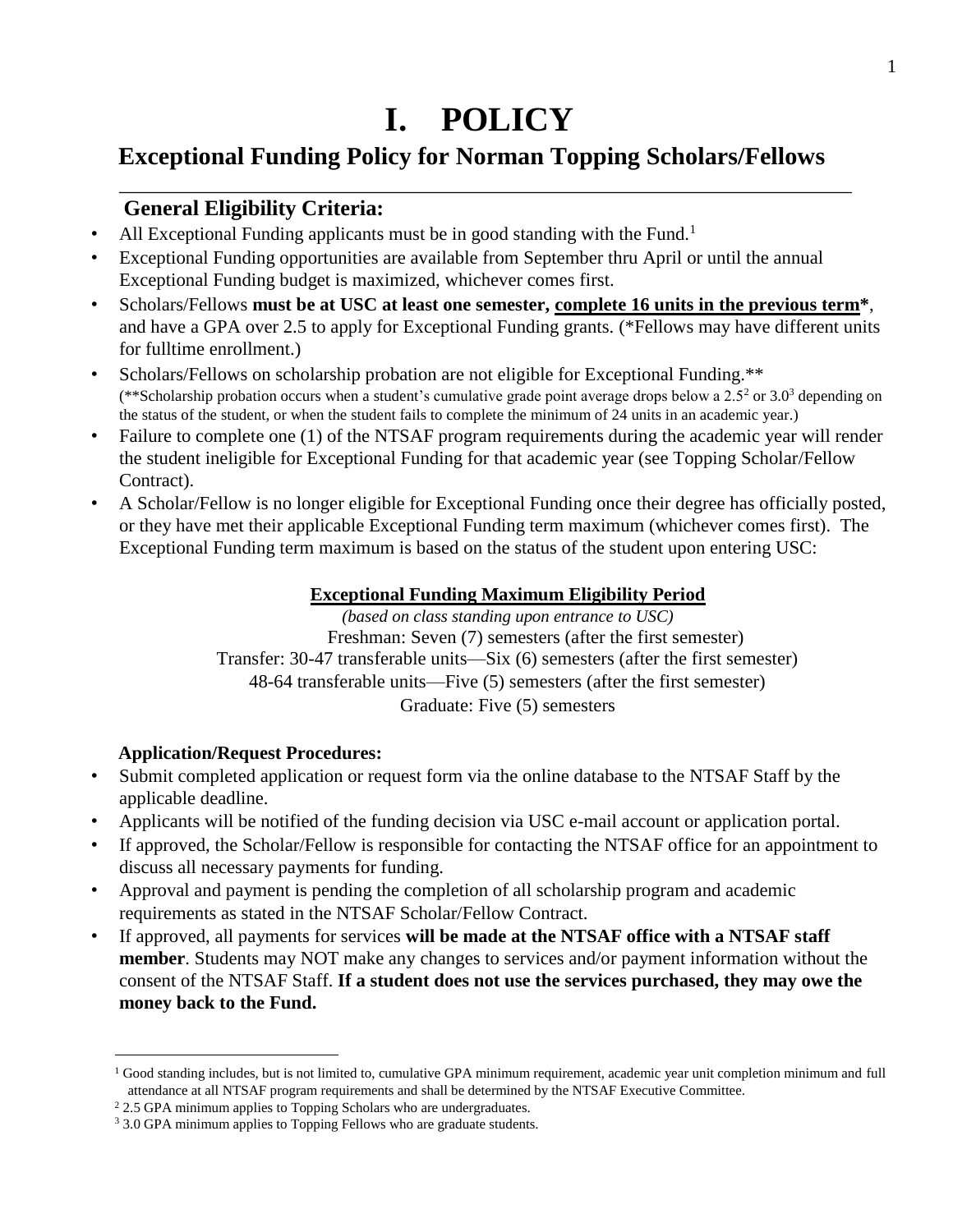# I. POLICY

## Exceptional Funding Policy for Norman Topping Scholars/Fellows

### General Eligibility Criteria:

- All Exceptional Funding applicants must be in good standing with the Fund.[1]
- Exceptional Funding opportunities are available from September thru April or until the annual Exceptional Funding budget is maximized, whichever comes first.
- Scholars/Fellows **must be at USC at least one semester, <u>complete 16 units in the previous term</u>***, and have a GPA over 2.5 to apply for Exceptional Funding grants. (*Fellows may have different units for fulltime enrollment.)
- Scholars/Fellows on scholarship probation are not eligible for Exceptional Funding.**
  (**Scholarship probation occurs when a student's cumulative grade point average drops below a 2.5[2] or 3.0[3] depending on the status of the student, or when the student fails to complete the minimum of 24 units in an academic year.)
- Failure to complete one (1) of the NTSAF program requirements during the academic year will render the student ineligible for Exceptional Funding for that academic year (see Topping Scholar/Fellow Contract).
- A Scholar/Fellow is no longer eligible for Exceptional Funding once their degree has officially posted, or they have met their applicable Exceptional Funding term maximum (whichever comes first). The Exceptional Funding term maximum is based on the status of the student upon entering USC:

**<u>Exceptional Funding Maximum Eligibility Period</u>**

*(based on class standing upon entrance to USC)*

Freshman: Seven (7) semesters (after the first semester)

Transfer: 30-47 transferable units—Six (6) semesters (after the first semester)

48-64 transferable units—Five (5) semesters (after the first semester)

Graduate: Five (5) semesters

**Application/Request Procedures:**

- Submit completed application or request form via the online database to the NTSAF Staff by the applicable deadline.
- Applicants will be notified of the funding decision via USC e-mail account or application portal.
- If approved, the Scholar/Fellow is responsible for contacting the NTSAF office for an appointment to discuss all necessary payments for funding.
- Approval and payment is pending the completion of all scholarship program and academic requirements as stated in the NTSAF Scholar/Fellow Contract.
- If approved, all payments for services **will be made at the NTSAF office with a NTSAF staff member**. Students may NOT make any changes to services and/or payment information without the consent of the NTSAF Staff. **If a student does not use the services purchased, they may owe the money back to the Fund.**

---

[1] Good standing includes, but is not limited to, cumulative GPA minimum requirement, academic year unit completion minimum and full attendance at all NTSAF program requirements and shall be determined by the NTSAF Executive Committee.

[2] 2.5 GPA minimum applies to Topping Scholars who are undergraduates.

[3] 3.0 GPA minimum applies to Topping Fellows who are graduate students.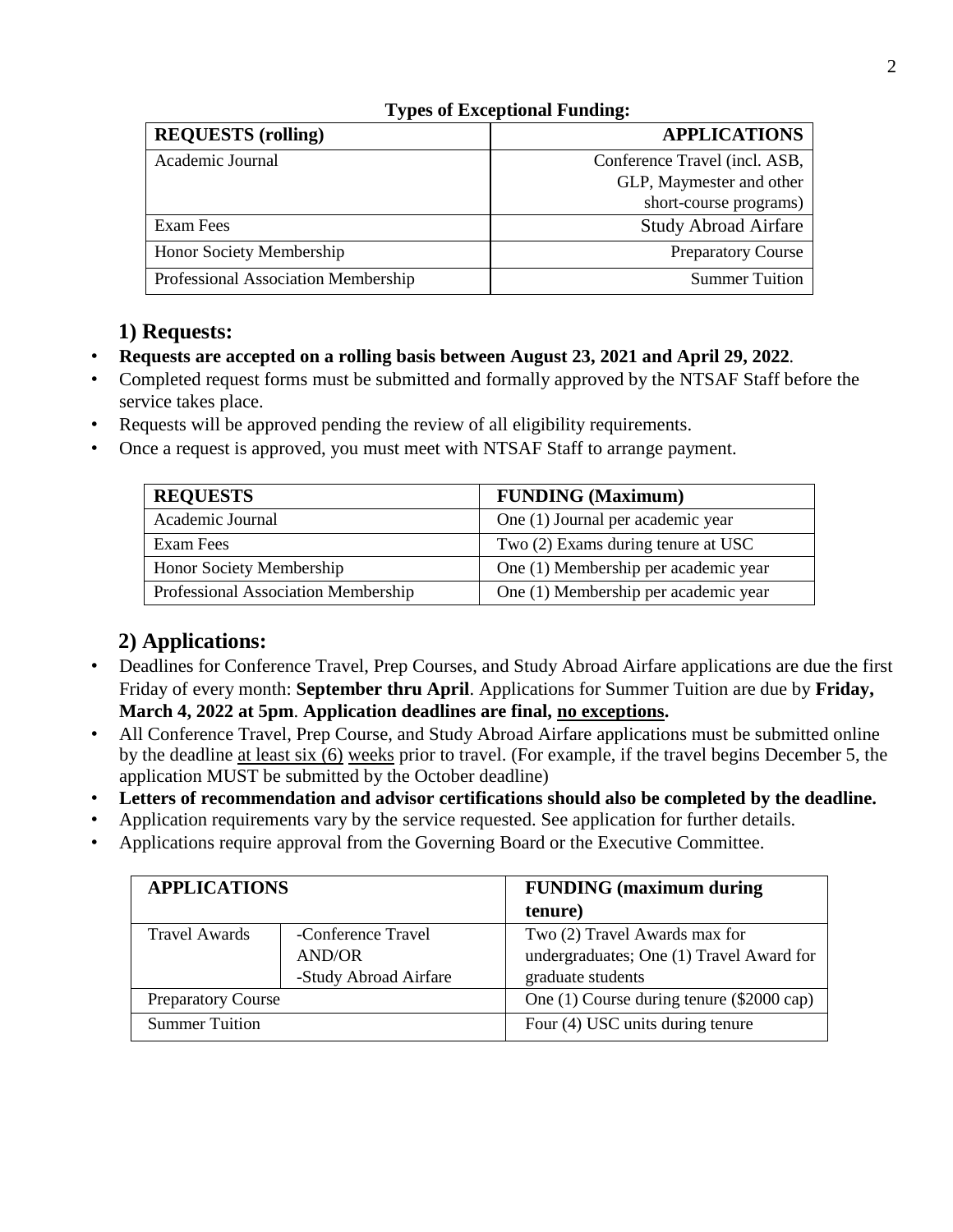**Types of Exceptional Funding:**

| REQUESTS (rolling) | APPLICATIONS |
|---|---|
| Academic Journal | Conference Travel (incl. ASB, GLP, Maymester and other short-course programs) |
| Exam Fees | Study Abroad Airfare |
| Honor Society Membership | Preparatory Course |
| Professional Association Membership | Summer Tuition |

## 1) Requests:

- **Requests are accepted on a rolling basis between August 23, 2021 and April 29, 2022**.
- Completed request forms must be submitted and formally approved by the NTSAF Staff before the service takes place.
- Requests will be approved pending the review of all eligibility requirements.
- Once a request is approved, you must meet with NTSAF Staff to arrange payment.

| REQUESTS | FUNDING (Maximum) |
|---|---|
| Academic Journal | One (1) Journal per academic year |
| Exam Fees | Two (2) Exams during tenure at USC |
| Honor Society Membership | One (1) Membership per academic year |
| Professional Association Membership | One (1) Membership per academic year |

## 2) Applications:

- Deadlines for Conference Travel, Prep Courses, and Study Abroad Airfare applications are due the first Friday of every month: **September thru April**. Applications for Summer Tuition are due by **Friday, March 4, 2022 at 5pm**. **Application deadlines are final, <u>no exceptions</u>.**
- All Conference Travel, Prep Course, and Study Abroad Airfare applications must be submitted online by the deadline <u>at least six (6) weeks</u> prior to travel. (For example, if the travel begins December 5, the application MUST be submitted by the October deadline)
- **Letters of recommendation and advisor certifications should also be completed by the deadline.**
- Application requirements vary by the service requested. See application for further details.
- Applications require approval from the Governing Board or the Executive Committee.

| APPLICATIONS | | FUNDING (maximum during tenure) |
|---|---|---|
| Travel Awards | -Conference Travel AND/OR -Study Abroad Airfare | Two (2) Travel Awards max for undergraduates; One (1) Travel Award for graduate students |
| Preparatory Course | | One (1) Course during tenure ($2000 cap) |
| Summer Tuition | | Four (4) USC units during tenure |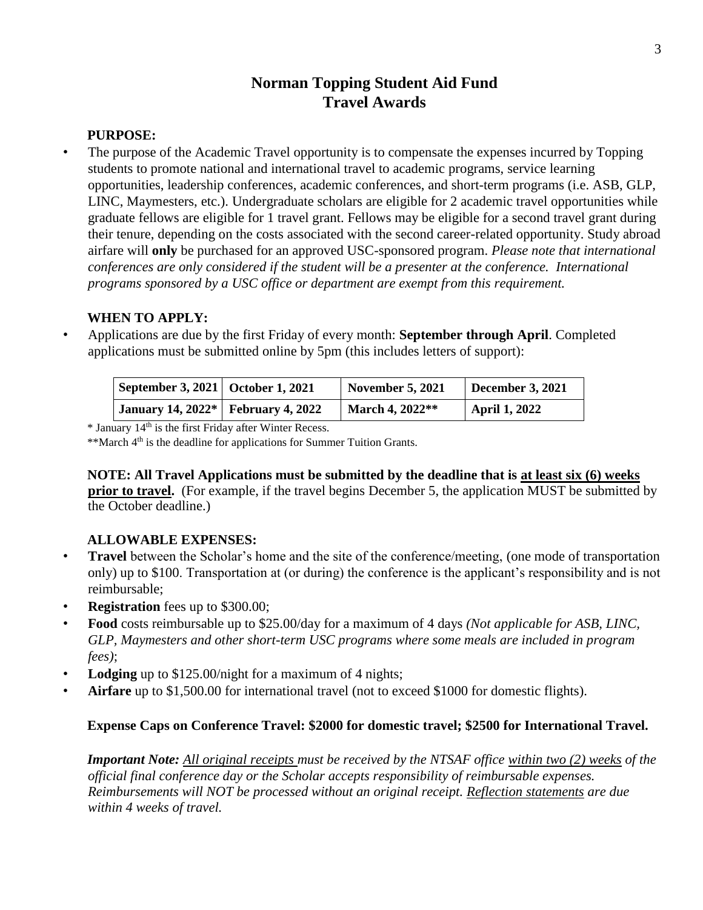# Norman Topping Student Aid Fund
# Travel Awards

**PURPOSE:**

- The purpose of the Academic Travel opportunity is to compensate the expenses incurred by Topping students to promote national and international travel to academic programs, service learning opportunities, leadership conferences, academic conferences, and short-term programs (i.e. ASB, GLP, LINC, Maymesters, etc.). Undergraduate scholars are eligible for 2 academic travel opportunities while graduate fellows are eligible for 1 travel grant. Fellows may be eligible for a second travel grant during their tenure, depending on the costs associated with the second career-related opportunity. Study abroad airfare will **only** be purchased for an approved USC-sponsored program. *Please note that international conferences are only considered if the student will be a presenter at the conference. International programs sponsored by a USC office or department are exempt from this requirement.*

**WHEN TO APPLY:**

- Applications are due by the first Friday of every month: **September through April**. Completed applications must be submitted online by 5pm (this includes letters of support):

| | | | |
|---|---|---|---|
| **September 3, 2021** | **October 1, 2021** | **November 5, 2021** | **December 3, 2021** |
| **January 14, 2022*** | **February 4, 2022** | **March 4, 2022**** | **April 1, 2022** |

* January 14th is the first Friday after Winter Recess.
**March 4th is the deadline for applications for Summer Tuition Grants.

**NOTE: All Travel Applications must be submitted by the deadline that is <u>at least six (6) weeks prior to travel</u>.** (For example, if the travel begins December 5, the application MUST be submitted by the October deadline.)

**ALLOWABLE EXPENSES:**

- **Travel** between the Scholar's home and the site of the conference/meeting, (one mode of transportation only) up to $100. Transportation at (or during) the conference is the applicant's responsibility and is not reimbursable;
- **Registration** fees up to $300.00;
- **Food** costs reimbursable up to $25.00/day for a maximum of 4 days *(Not applicable for ASB, LINC, GLP, Maymesters and other short-term USC programs where some meals are included in program fees)*;
- **Lodging** up to $125.00/night for a maximum of 4 nights;
- **Airfare** up to $1,500.00 for international travel (not to exceed $1000 for domestic flights).

**Expense Caps on Conference Travel: $2000 for domestic travel; $2500 for International Travel.**

***Important Note:*** *<u>All original receipts</u> must be received by the NTSAF office <u>within two (2) weeks</u> of the official final conference day or the Scholar accepts responsibility of reimbursable expenses. Reimbursements will NOT be processed without an original receipt. <u>Reflection statements</u> are due within 4 weeks of travel.*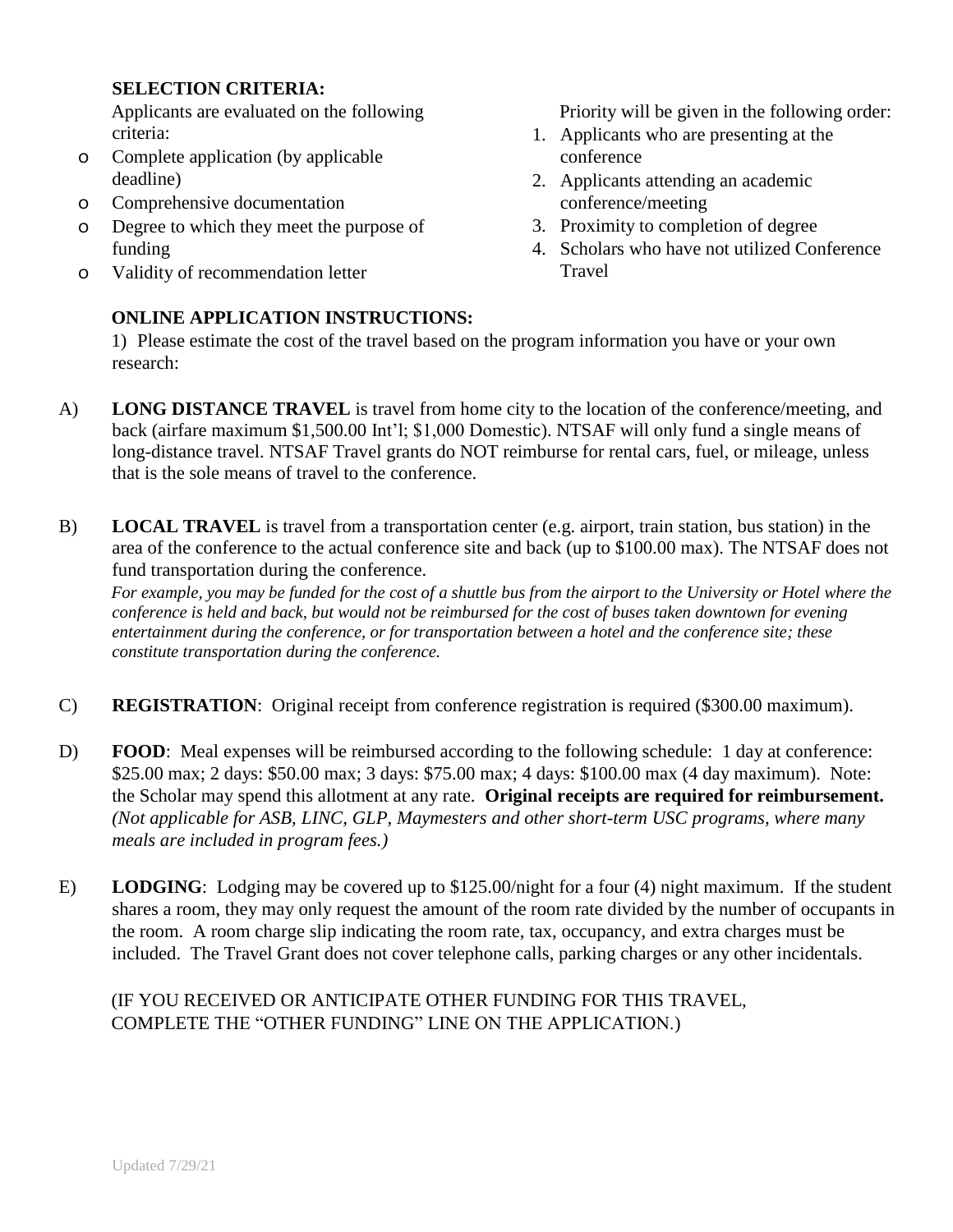**SELECTION CRITERIA:**

Applicants are evaluated on the following criteria:

- Complete application (by applicable deadline)
- Comprehensive documentation
- Degree to which they meet the purpose of funding
- Validity of recommendation letter

Priority will be given in the following order:

1. Applicants who are presenting at the conference
2. Applicants attending an academic conference/meeting
3. Proximity to completion of degree
4. Scholars who have not utilized Conference Travel

**ONLINE APPLICATION INSTRUCTIONS:**

1) Please estimate the cost of the travel based on the program information you have or your own research:

A) **LONG DISTANCE TRAVEL** is travel from home city to the location of the conference/meeting, and back (airfare maximum $1,500.00 Int'l; $1,000 Domestic). NTSAF will only fund a single means of long-distance travel. NTSAF Travel grants do NOT reimburse for rental cars, fuel, or mileage, unless that is the sole means of travel to the conference.

B) **LOCAL TRAVEL** is travel from a transportation center (e.g. airport, train station, bus station) in the area of the conference to the actual conference site and back (up to $100.00 max). The NTSAF does not fund transportation during the conference.
*For example, you may be funded for the cost of a shuttle bus from the airport to the University or Hotel where the conference is held and back, but would not be reimbursed for the cost of buses taken downtown for evening entertainment during the conference, or for transportation between a hotel and the conference site; these constitute transportation during the conference.*

C) **REGISTRATION**: Original receipt from conference registration is required ($300.00 maximum).

D) **FOOD**: Meal expenses will be reimbursed according to the following schedule: 1 day at conference: $25.00 max; 2 days: $50.00 max; 3 days: $75.00 max; 4 days: $100.00 max (4 day maximum). Note: the Scholar may spend this allotment at any rate. **Original receipts are required for reimbursement.** *(Not applicable for ASB, LINC, GLP, Maymesters and other short-term USC programs, where many meals are included in program fees.)*

E) **LODGING**: Lodging may be covered up to $125.00/night for a four (4) night maximum. If the student shares a room, they may only request the amount of the room rate divided by the number of occupants in the room. A room charge slip indicating the room rate, tax, occupancy, and extra charges must be included. The Travel Grant does not cover telephone calls, parking charges or any other incidentals.

(IF YOU RECEIVED OR ANTICIPATE OTHER FUNDING FOR THIS TRAVEL, COMPLETE THE "OTHER FUNDING" LINE ON THE APPLICATION.)

Updated 7/29/21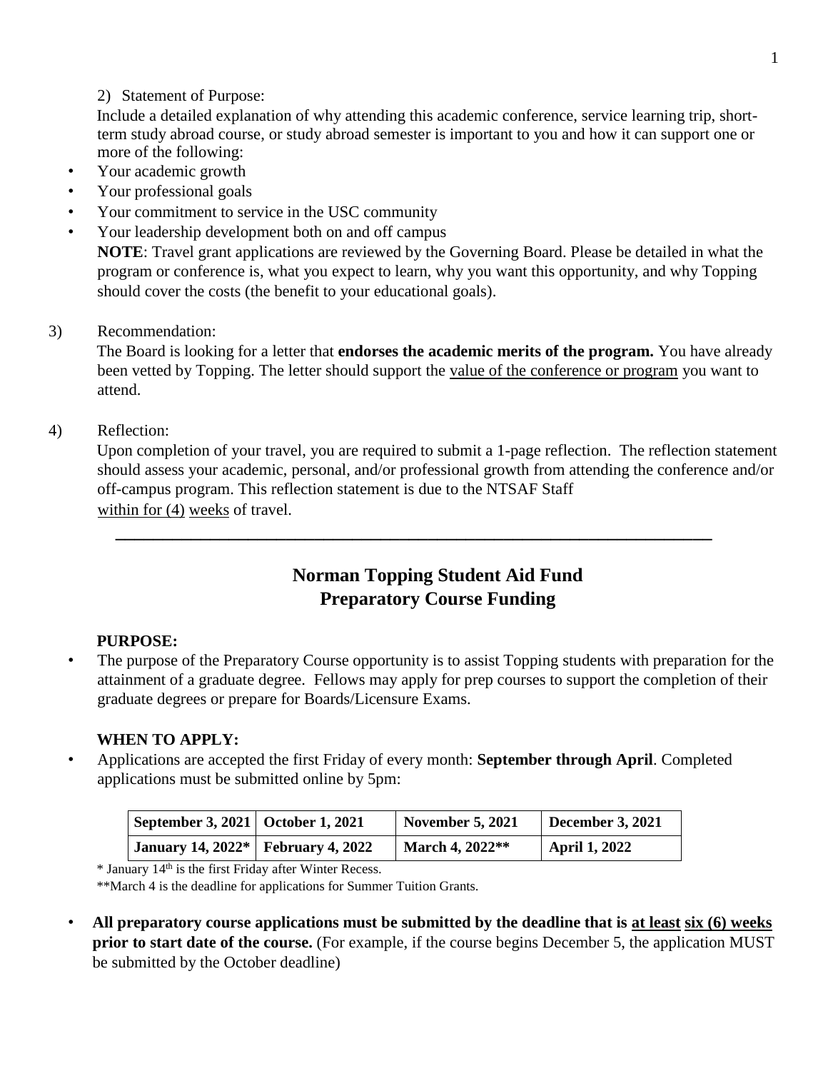2) Statement of Purpose:

Include a detailed explanation of why attending this academic conference, service learning trip, short-term study abroad course, or study abroad semester is important to you and how it can support one or more of the following:

- Your academic growth
- Your professional goals
- Your commitment to service in the USC community
- Your leadership development both on and off campus

**NOTE**: Travel grant applications are reviewed by the Governing Board. Please be detailed in what the program or conference is, what you expect to learn, why you want this opportunity, and why Topping should cover the costs (the benefit to your educational goals).

3) Recommendation:

The Board is looking for a letter that **endorses the academic merits of the program.** You have already been vetted by Topping. The letter should support the value of the conference or program you want to attend.

4) Reflection:

Upon completion of your travel, you are required to submit a 1-page reflection. The reflection statement should assess your academic, personal, and/or professional growth from attending the conference and/or off-campus program. This reflection statement is due to the NTSAF Staff within for (4) weeks of travel.

---

## Norman Topping Student Aid Fund
## Preparatory Course Funding

**PURPOSE:**

- The purpose of the Preparatory Course opportunity is to assist Topping students with preparation for the attainment of a graduate degree. Fellows may apply for prep courses to support the completion of their graduate degrees or prepare for Boards/Licensure Exams.

**WHEN TO APPLY:**

- Applications are accepted the first Friday of every month: **September through April**. Completed applications must be submitted online by 5pm:

| | | | |
|---|---|---|---|
| **September 3, 2021** | **October 1, 2021** | **November 5, 2021** | **December 3, 2021** |
| **January 14, 2022*** | **February 4, 2022** | **March 4, 2022**** | **April 1, 2022** |

\* January 14th is the first Friday after Winter Recess.

\*\*March 4 is the deadline for applications for Summer Tuition Grants.

- **All preparatory course applications must be submitted by the deadline that is at least six (6) weeks prior to start date of the course.** (For example, if the course begins December 5, the application MUST be submitted by the October deadline)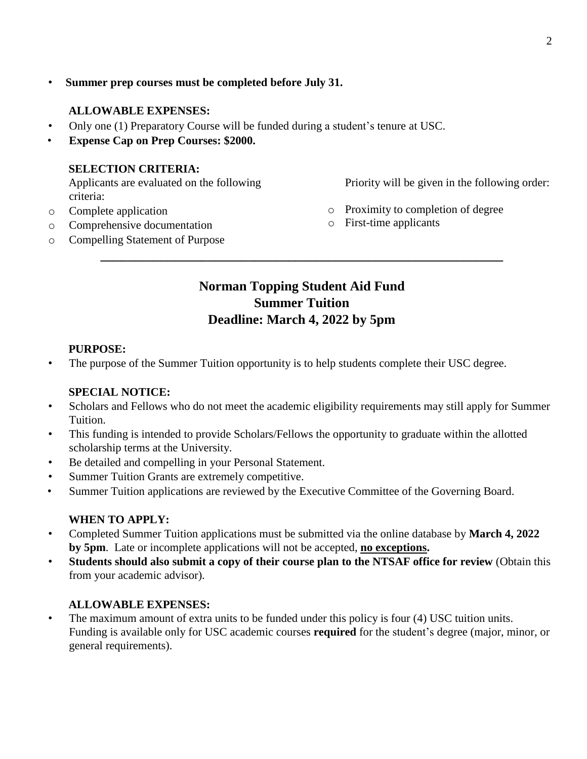- **Summer prep courses must be completed before July 31.**

**ALLOWABLE EXPENSES:**

- Only one (1) Preparatory Course will be funded during a student's tenure at USC.
- **Expense Cap on Prep Courses: $2000.**

**SELECTION CRITERIA:**

Applicants are evaluated on the following criteria:

- Complete application
- Comprehensive documentation
- Compelling Statement of Purpose

Priority will be given in the following order:

- Proximity to completion of degree
- First-time applicants

---

## Norman Topping Student Aid Fund
## Summer Tuition
## Deadline: March 4, 2022 by 5pm

**PURPOSE:**

- The purpose of the Summer Tuition opportunity is to help students complete their USC degree.

**SPECIAL NOTICE:**

- Scholars and Fellows who do not meet the academic eligibility requirements may still apply for Summer Tuition.
- This funding is intended to provide Scholars/Fellows the opportunity to graduate within the allotted scholarship terms at the University.
- Be detailed and compelling in your Personal Statement.
- Summer Tuition Grants are extremely competitive.
- Summer Tuition applications are reviewed by the Executive Committee of the Governing Board.

**WHEN TO APPLY:**

- Completed Summer Tuition applications must be submitted via the online database by **March 4, 2022 by 5pm**. Late or incomplete applications will not be accepted, **no exceptions.**
- **Students should also submit a copy of their course plan to the NTSAF office for review** (Obtain this from your academic advisor).

**ALLOWABLE EXPENSES:**

- The maximum amount of extra units to be funded under this policy is four (4) USC tuition units. Funding is available only for USC academic courses **required** for the student's degree (major, minor, or general requirements).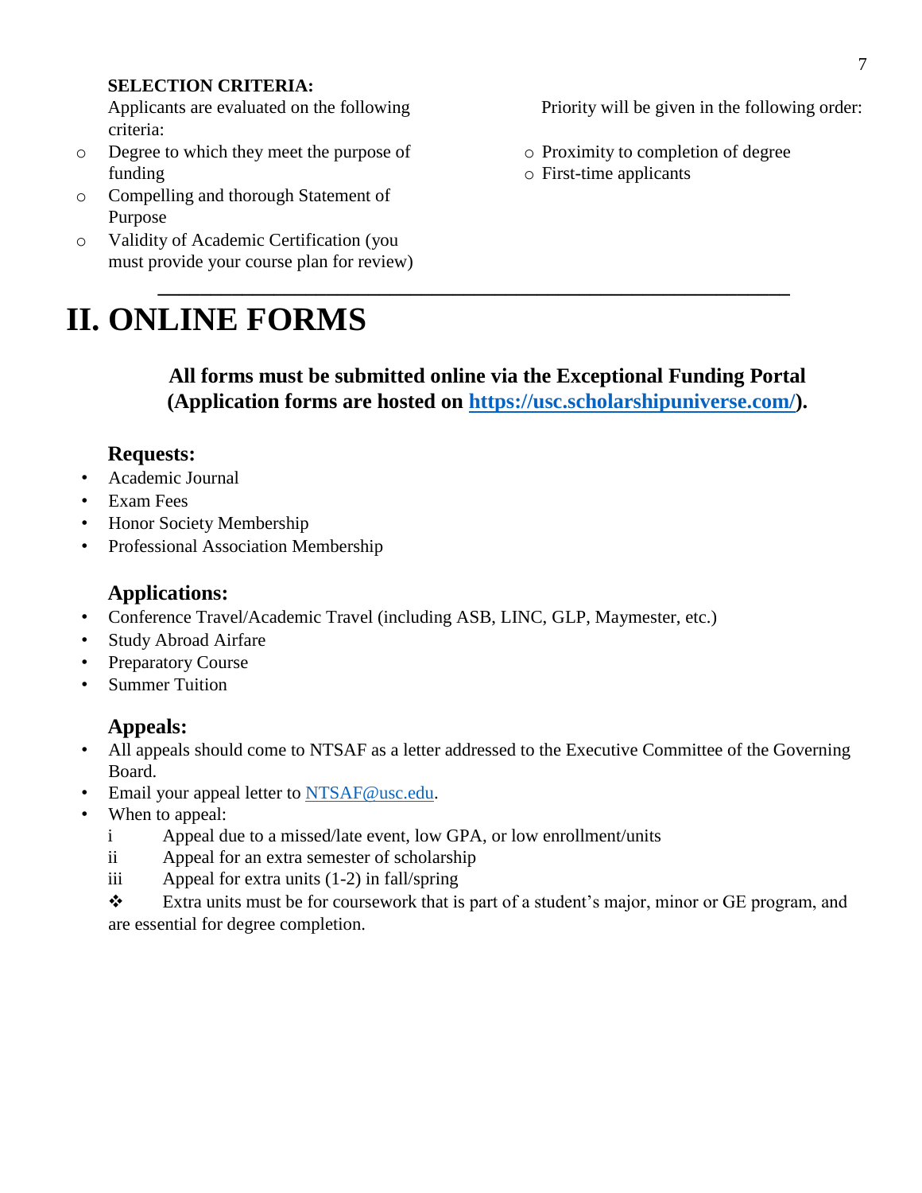**SELECTION CRITERIA:**

Applicants are evaluated on the following criteria:

- Degree to which they meet the purpose of funding
- Compelling and thorough Statement of Purpose
- Validity of Academic Certification (you must provide your course plan for review)

Priority will be given in the following order:

- Proximity to completion of degree
- First-time applicants

---

# II. ONLINE FORMS

**All forms must be submitted online via the Exceptional Funding Portal (Application forms are hosted on [https://usc.scholarshipuniverse.com/](https://usc.scholarshipuniverse.com/)).**

### Requests:

- Academic Journal
- Exam Fees
- Honor Society Membership
- Professional Association Membership

### Applications:

- Conference Travel/Academic Travel (including ASB, LINC, GLP, Maymester, etc.)
- Study Abroad Airfare
- Preparatory Course
- Summer Tuition

### Appeals:

- All appeals should come to NTSAF as a letter addressed to the Executive Committee of the Governing Board.
- Email your appeal letter to [NTSAF@usc.edu](mailto:NTSAF@usc.edu).
- When to appeal:
  - i Appeal due to a missed/late event, low GPA, or low enrollment/units
  - ii Appeal for an extra semester of scholarship
  - iii Appeal for extra units (1-2) in fall/spring

  ❖ Extra units must be for coursework that is part of a student's major, minor or GE program, and are essential for degree completion.